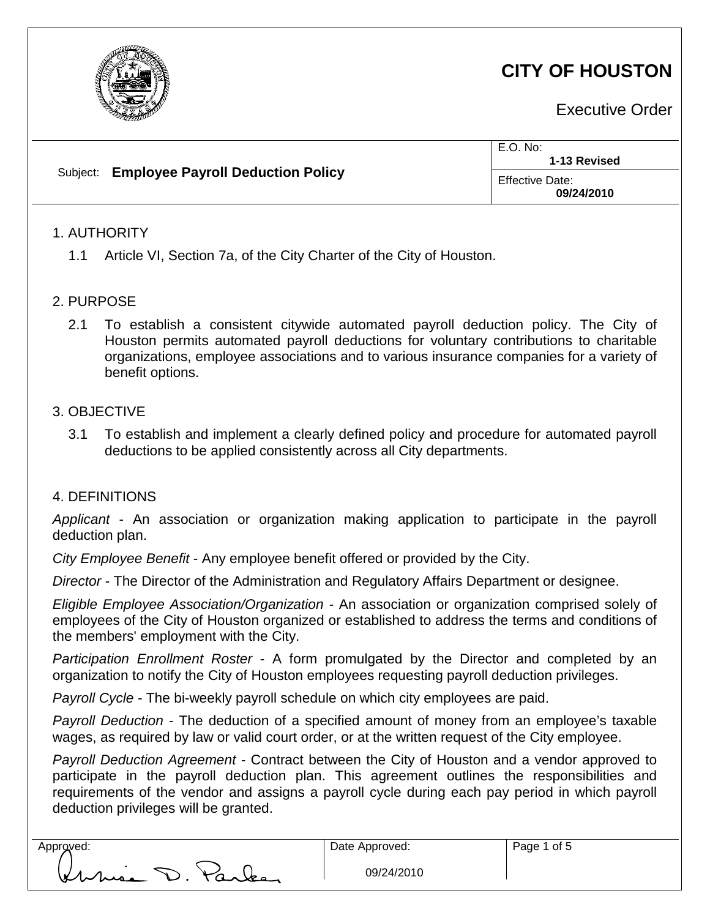# CITY OF HOUSTON

Executive Order

| Subject: **Employee Payroll Deduction Policy** | E.O. No: **1-13 Revised** |
|---|---|
| | Effective Date: **09/24/2010** |

## 1. AUTHORITY

1.1 Article VI, Section 7a, of the City Charter of the City of Houston.

## 2. PURPOSE

2.1 To establish a consistent citywide automated payroll deduction policy. The City of Houston permits automated payroll deductions for voluntary contributions to charitable organizations, employee associations and to various insurance companies for a variety of benefit options.

## 3. OBJECTIVE

3.1 To establish and implement a clearly defined policy and procedure for automated payroll deductions to be applied consistently across all City departments.

## 4. DEFINITIONS

*Applicant* - An association or organization making application to participate in the payroll deduction plan.

*City Employee Benefit* - Any employee benefit offered or provided by the City.

*Director* - The Director of the Administration and Regulatory Affairs Department or designee.

*Eligible Employee Association/Organization* - An association or organization comprised solely of employees of the City of Houston organized or established to address the terms and conditions of the members' employment with the City.

*Participation Enrollment Roster* - A form promulgated by the Director and completed by an organization to notify the City of Houston employees requesting payroll deduction privileges.

*Payroll Cycle* - The bi-weekly payroll schedule on which city employees are paid.

*Payroll Deduction* - The deduction of a specified amount of money from an employee's taxable wages, as required by law or valid court order, or at the written request of the City employee.

*Payroll Deduction Agreement* - Contract between the City of Houston and a vendor approved to participate in the payroll deduction plan. This agreement outlines the responsibilities and requirements of the vendor and assigns a payroll cycle during each pay period in which payroll deduction privileges will be granted.

| Approved: | Date Approved: |
|---|---|
| Annise D. Parker | 09/24/2010 |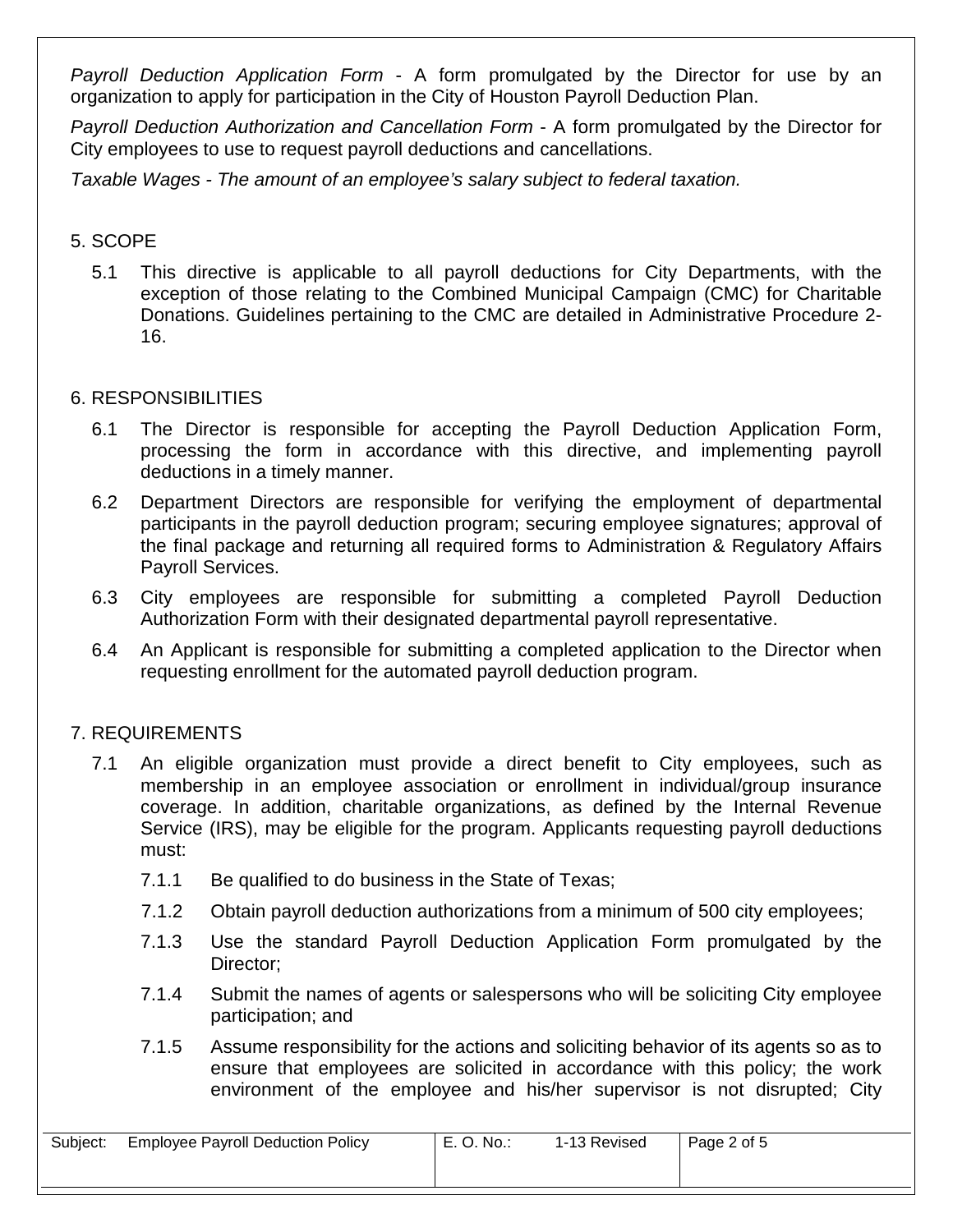*Payroll Deduction Application Form* - A form promulgated by the Director for use by an organization to apply for participation in the City of Houston Payroll Deduction Plan.

*Payroll Deduction Authorization and Cancellation Form* - A form promulgated by the Director for City employees to use to request payroll deductions and cancellations.

*Taxable Wages - The amount of an employee's salary subject to federal taxation.*

## 5. SCOPE

5.1 This directive is applicable to all payroll deductions for City Departments, with the exception of those relating to the Combined Municipal Campaign (CMC) for Charitable Donations. Guidelines pertaining to the CMC are detailed in Administrative Procedure 2-16.

## 6. RESPONSIBILITIES

6.1 The Director is responsible for accepting the Payroll Deduction Application Form, processing the form in accordance with this directive, and implementing payroll deductions in a timely manner.

6.2 Department Directors are responsible for verifying the employment of departmental participants in the payroll deduction program; securing employee signatures; approval of the final package and returning all required forms to Administration & Regulatory Affairs Payroll Services.

6.3 City employees are responsible for submitting a completed Payroll Deduction Authorization Form with their designated departmental payroll representative.

6.4 An Applicant is responsible for submitting a completed application to the Director when requesting enrollment for the automated payroll deduction program.

## 7. REQUIREMENTS

7.1 An eligible organization must provide a direct benefit to City employees, such as membership in an employee association or enrollment in individual/group insurance coverage. In addition, charitable organizations, as defined by the Internal Revenue Service (IRS), may be eligible for the program. Applicants requesting payroll deductions must:

7.1.1 Be qualified to do business in the State of Texas;

7.1.2 Obtain payroll deduction authorizations from a minimum of 500 city employees;

7.1.3 Use the standard Payroll Deduction Application Form promulgated by the Director;

7.1.4 Submit the names of agents or salespersons who will be soliciting City employee participation; and

7.1.5 Assume responsibility for the actions and soliciting behavior of its agents so as to ensure that employees are solicited in accordance with this policy; the work environment of the employee and his/her supervisor is not disrupted; City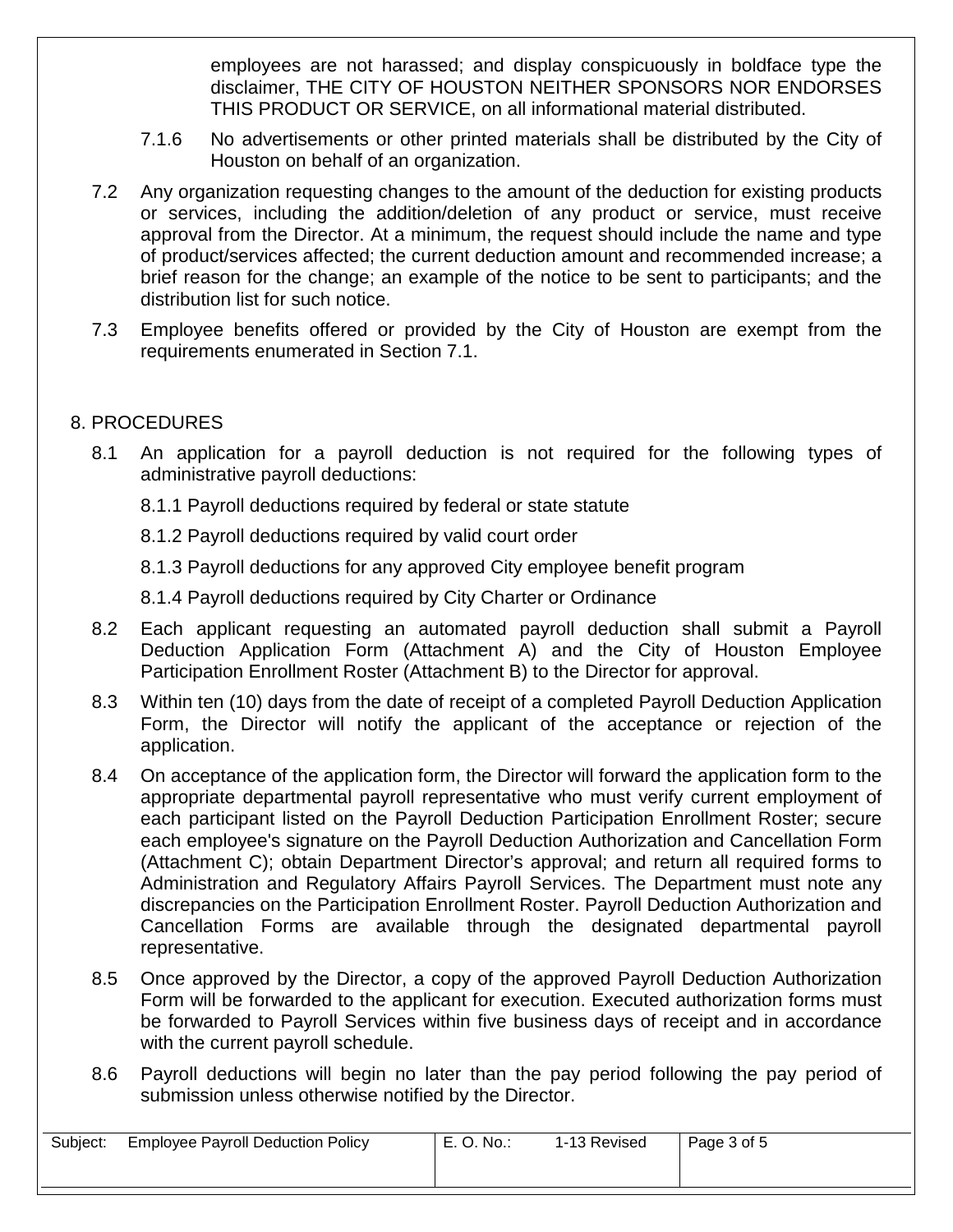employees are not harassed; and display conspicuously in boldface type the disclaimer, **THE CITY OF HOUSTON NEITHER SPONSORS NOR ENDORSES THIS PRODUCT OR SERVICE**, on all informational material distributed.

7.1.6 No advertisements or other printed materials shall be distributed by the City of Houston on behalf of an organization.

7.2 Any organization requesting changes to the amount of the deduction for existing products or services, including the addition/deletion of any product or service, must receive approval from the Director. At a minimum, the request should include the name and type of product/services affected; the current deduction amount and recommended increase; a brief reason for the change; an example of the notice to be sent to participants; and the distribution list for such notice.

7.3 Employee benefits offered or provided by the City of Houston are exempt from the requirements enumerated in Section 7.1.

## 8. PROCEDURES

8.1 An application for a payroll deduction is not required for the following types of administrative payroll deductions:

8.1.1 Payroll deductions required by federal or state statute

8.1.2 Payroll deductions required by valid court order

8.1.3 Payroll deductions for any approved City employee benefit program

8.1.4 Payroll deductions required by City Charter or Ordinance

8.2 Each applicant requesting an automated payroll deduction shall submit a Payroll Deduction Application Form (Attachment A) and the City of Houston Employee Participation Enrollment Roster (Attachment B) to the Director for approval.

8.3 Within ten (10) days from the date of receipt of a completed Payroll Deduction Application Form, the Director will notify the applicant of the acceptance or rejection of the application.

8.4 On acceptance of the application form, the Director will forward the application form to the appropriate departmental payroll representative who must verify current employment of each participant listed on the Payroll Deduction Participation Enrollment Roster; secure each employee's signature on the Payroll Deduction Authorization and Cancellation Form (Attachment C); obtain Department Director's approval; and return all required forms to Administration and Regulatory Affairs Payroll Services. The Department must note any discrepancies on the Participation Enrollment Roster. Payroll Deduction Authorization and Cancellation Forms are available through the designated departmental payroll representative.

8.5 Once approved by the Director, a copy of the approved Payroll Deduction Authorization Form will be forwarded to the applicant for execution. Executed authorization forms must be forwarded to Payroll Services within five business days of receipt and in accordance with the current payroll schedule.

8.6 Payroll deductions will begin no later than the pay period following the pay period of submission unless otherwise notified by the Director.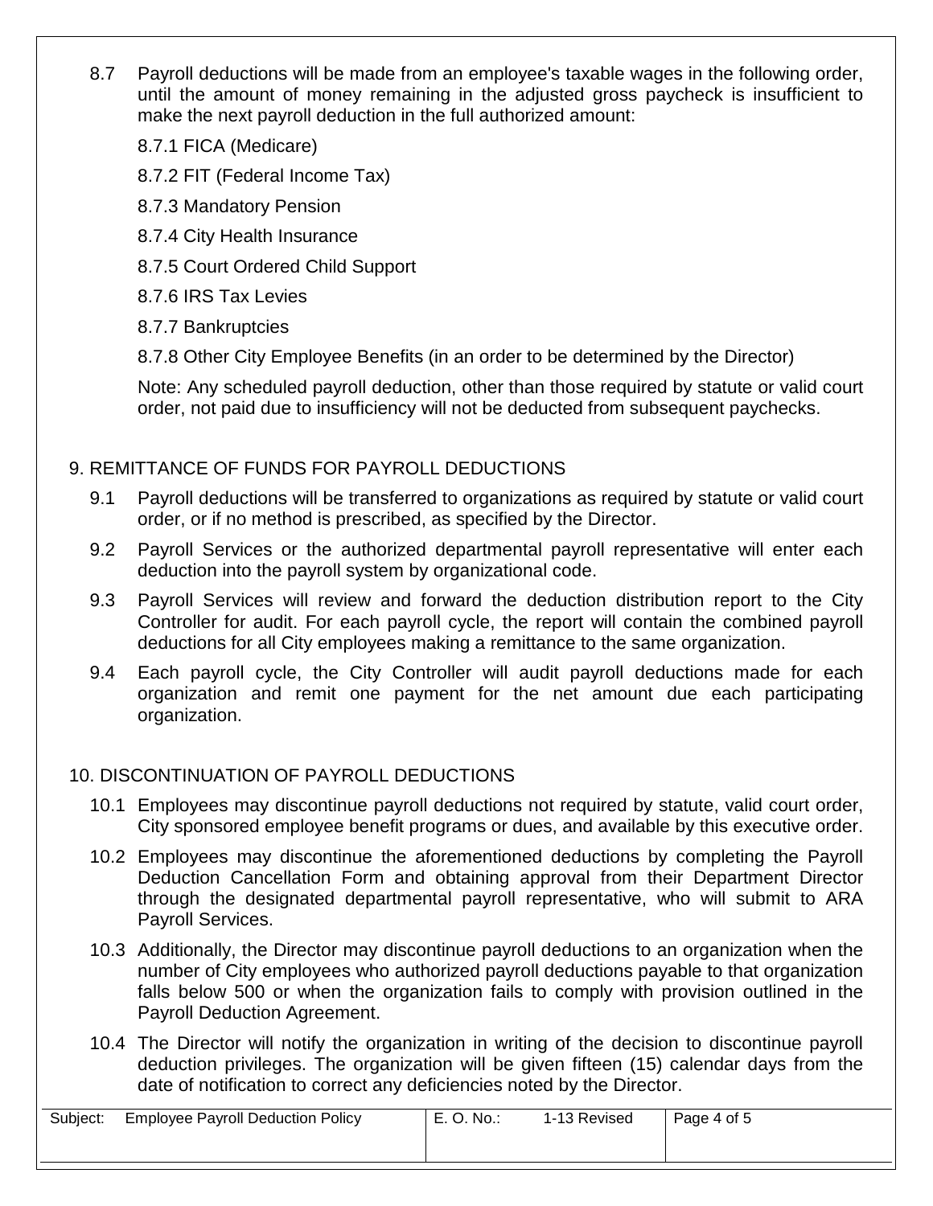8.7 Payroll deductions will be made from an employee's taxable wages in the following order, until the amount of money remaining in the adjusted gross paycheck is insufficient to make the next payroll deduction in the full authorized amount:

8.7.1 FICA (Medicare)

8.7.2 FIT (Federal Income Tax)

8.7.3 Mandatory Pension

8.7.4 City Health Insurance

8.7.5 Court Ordered Child Support

8.7.6 IRS Tax Levies

8.7.7 Bankruptcies

8.7.8 Other City Employee Benefits (in an order to be determined by the Director)

Note: Any scheduled payroll deduction, other than those required by statute or valid court order, not paid due to insufficiency will not be deducted from subsequent paychecks.

## 9. REMITTANCE OF FUNDS FOR PAYROLL DEDUCTIONS

9.1 Payroll deductions will be transferred to organizations as required by statute or valid court order, or if no method is prescribed, as specified by the Director.

9.2 Payroll Services or the authorized departmental payroll representative will enter each deduction into the payroll system by organizational code.

9.3 Payroll Services will review and forward the deduction distribution report to the City Controller for audit. For each payroll cycle, the report will contain the combined payroll deductions for all City employees making a remittance to the same organization.

9.4 Each payroll cycle, the City Controller will audit payroll deductions made for each organization and remit one payment for the net amount due each participating organization.

## 10. DISCONTINUATION OF PAYROLL DEDUCTIONS

10.1 Employees may discontinue payroll deductions not required by statute, valid court order, City sponsored employee benefit programs or dues, and available by this executive order.

10.2 Employees may discontinue the aforementioned deductions by completing the Payroll Deduction Cancellation Form and obtaining approval from their Department Director through the designated departmental payroll representative, who will submit to ARA Payroll Services.

10.3 Additionally, the Director may discontinue payroll deductions to an organization when the number of City employees who authorized payroll deductions payable to that organization falls below 500 or when the organization fails to comply with provision outlined in the Payroll Deduction Agreement.

10.4 The Director will notify the organization in writing of the decision to discontinue payroll deduction privileges. The organization will be given fifteen (15) calendar days from the date of notification to correct any deficiencies noted by the Director.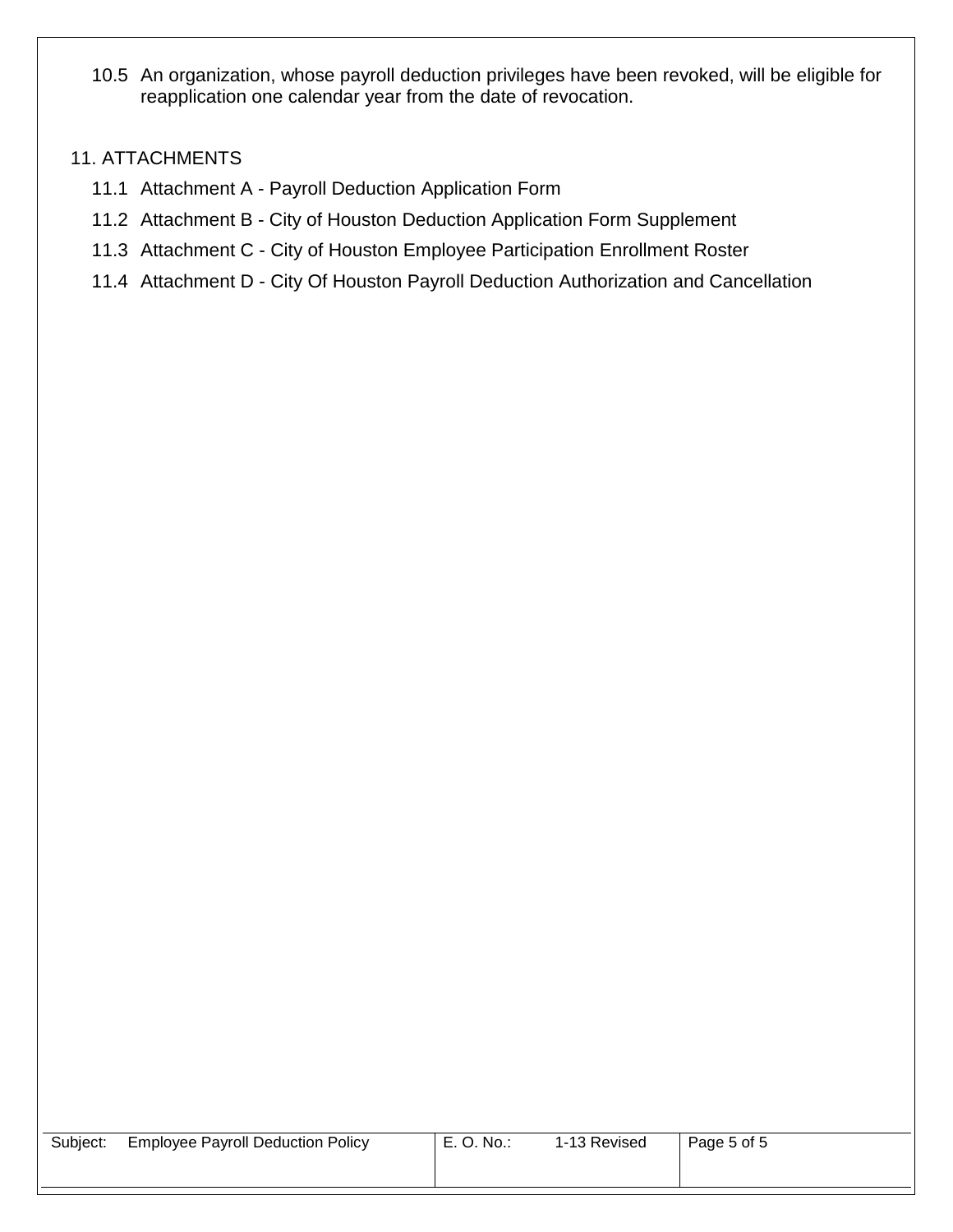10.5 An organization, whose payroll deduction privileges have been revoked, will be eligible for reapplication one calendar year from the date of revocation.

## 11. ATTACHMENTS

11.1 Attachment A - Payroll Deduction Application Form

11.2 Attachment B - City of Houston Deduction Application Form Supplement

11.3 Attachment C - City of Houston Employee Participation Enrollment Roster

11.4 Attachment D - City Of Houston Payroll Deduction Authorization and Cancellation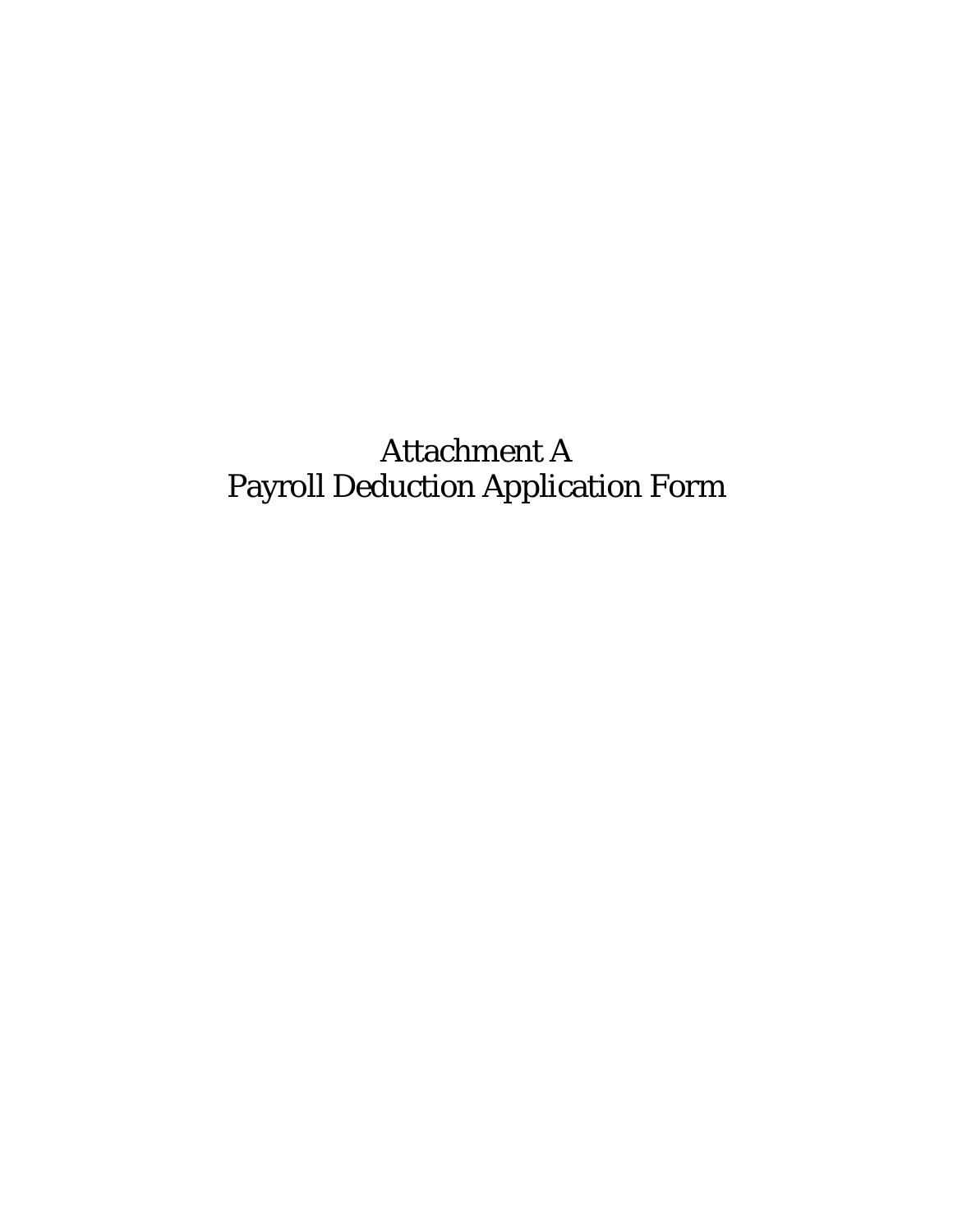# Attachment A
# Payroll Deduction Application Form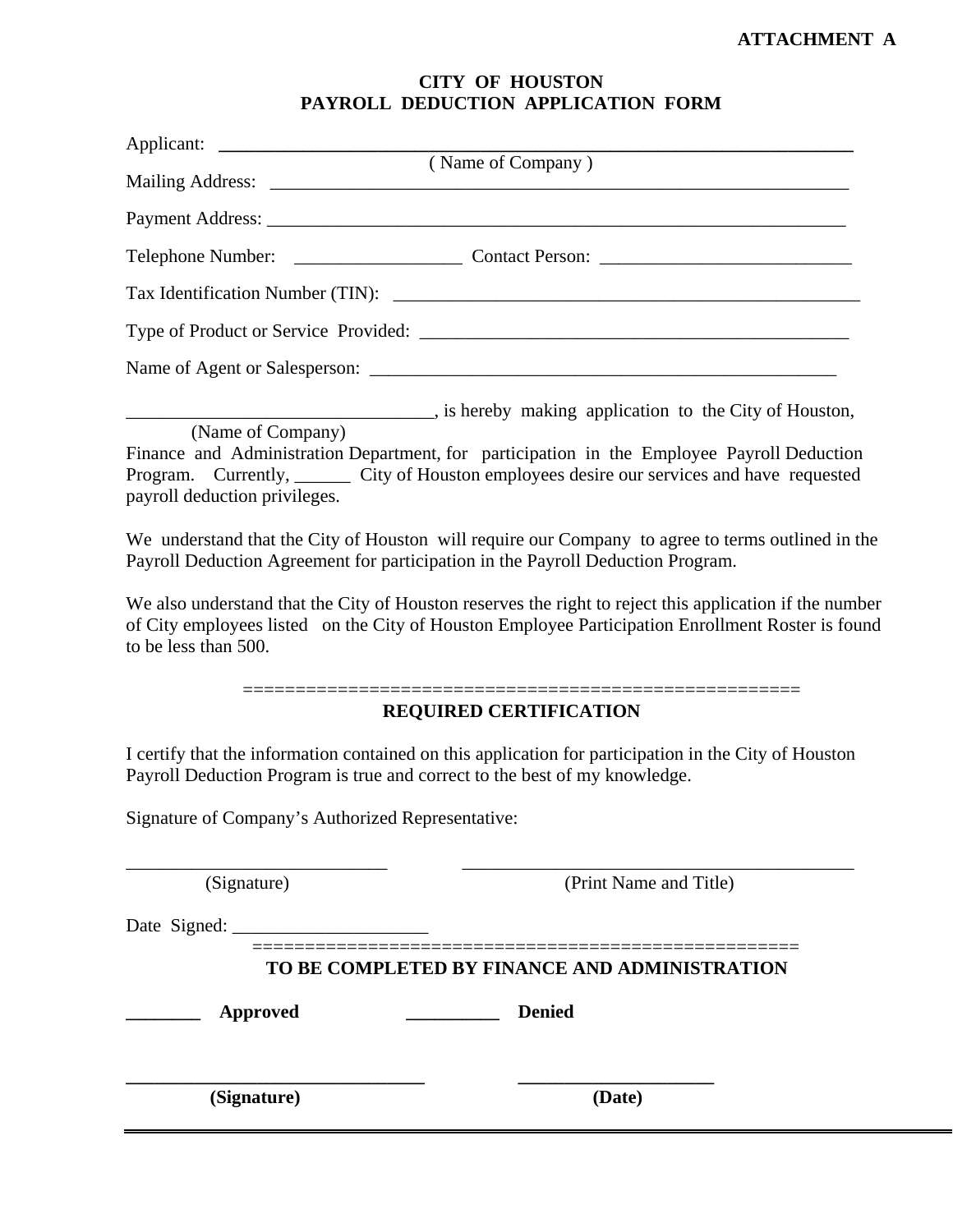**ATTACHMENT A**

**CITY OF HOUSTON**
**PAYROLL DEDUCTION APPLICATION FORM**

Applicant: ______________________________________________________________
( Name of Company )

Mailing Address: ______________________________________________________________

Payment Address: ______________________________________________________________

Telephone Number: __________________ Contact Person: ___________________________

Tax Identification Number (TIN): ____________________________________________________

Type of Product or Service Provided: ________________________________________________

Name of Agent or Salesperson: ____________________________________________________

_________________________________, is hereby making application to the City of Houston,
(Name of Company)
Finance and Administration Department, for participation in the Employee Payroll Deduction Program. Currently, ______ City of Houston employees desire our services and have requested payroll deduction privileges.

We understand that the City of Houston will require our Company to agree to terms outlined in the Payroll Deduction Agreement for participation in the Payroll Deduction Program.

We also understand that the City of Houston reserves the right to reject this application if the number of City employees listed on the City of Houston Employee Participation Enrollment Roster is found to be less than 500.

=====================================================

**REQUIRED CERTIFICATION**

I certify that the information contained on this application for participation in the City of Houston Payroll Deduction Program is true and correct to the best of my knowledge.

Signature of Company's Authorized Representative:

____________________________ ______________________________________________
(Signature) (Print Name and Title)

Date Signed: _____________________

=====================================================

**TO BE COMPLETED BY FINANCE AND ADMINISTRATION**

**________ Approved** **__________ Denied**

**________________________________** **_____________________**
**(Signature)** **(Date)**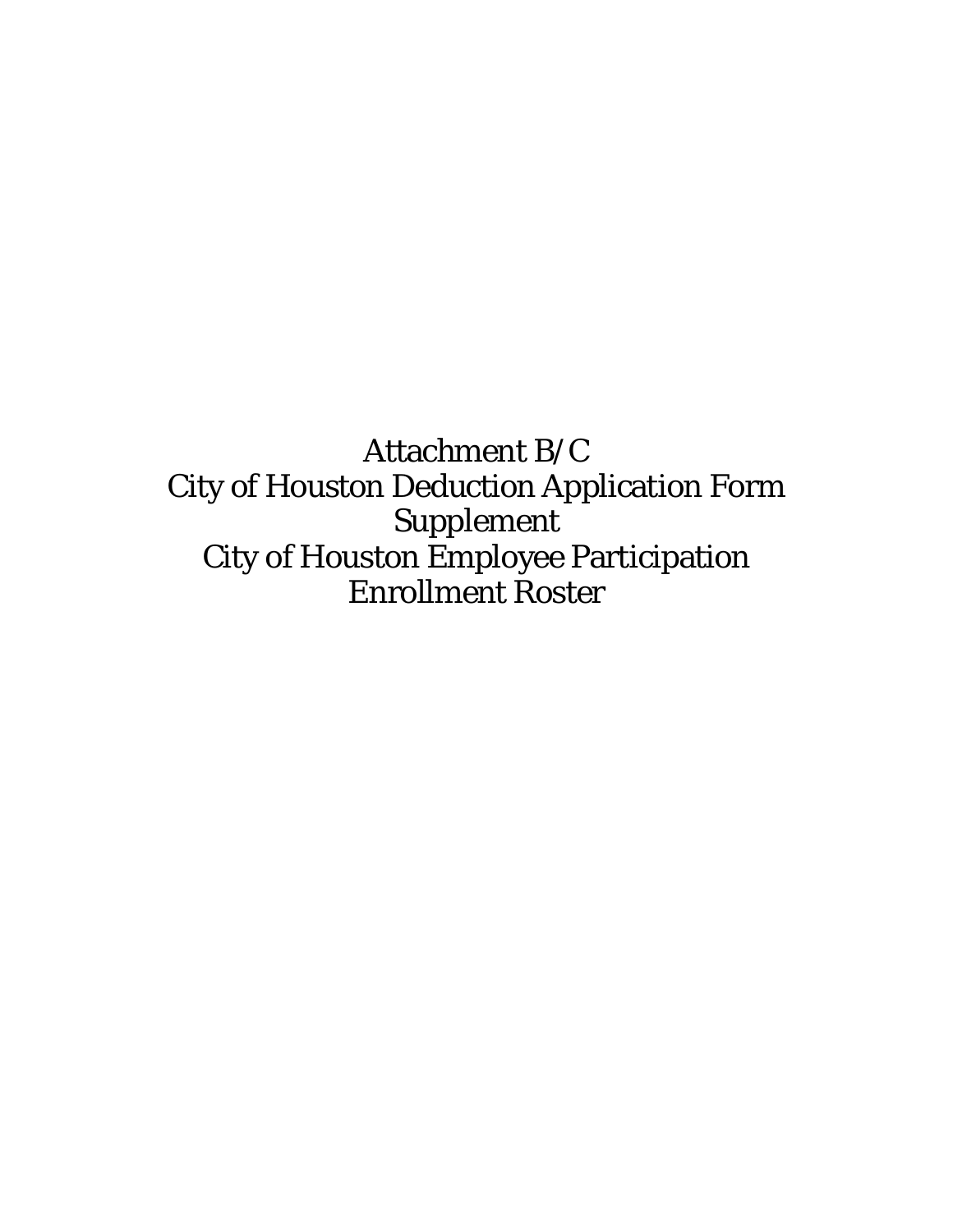Attachment B/C

City of Houston Deduction Application Form

Supplement

City of Houston Employee Participation

Enrollment Roster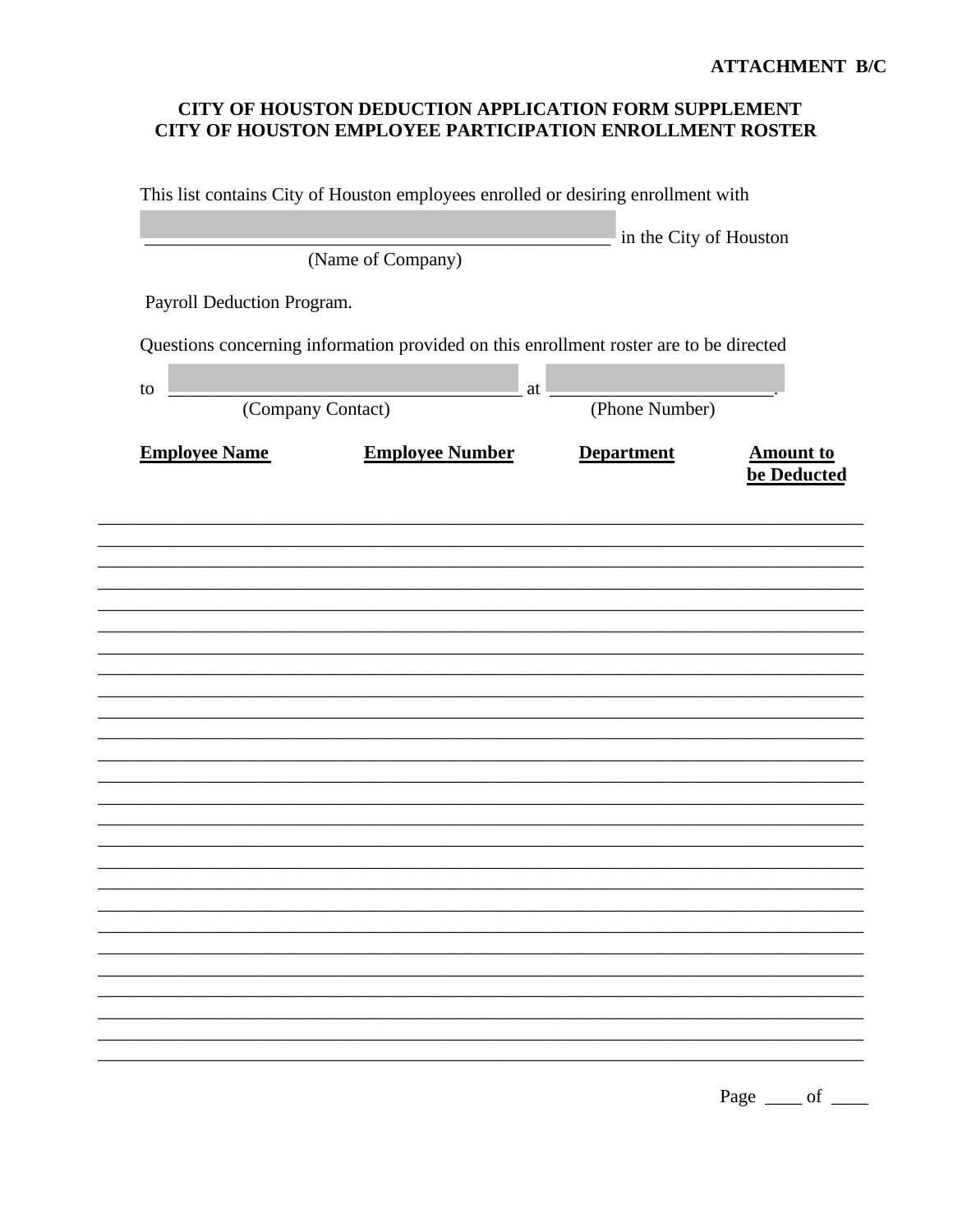**ATTACHMENT B/C**

**CITY OF HOUSTON DEDUCTION APPLICATION FORM SUPPLEMENT**
**CITY OF HOUSTON EMPLOYEE PARTICIPATION ENROLLMENT ROSTER**

This list contains City of Houston employees enrolled or desiring enrollment with

\_\_\_\_\_\_\_\_\_\_\_\_\_\_\_\_\_\_\_\_\_\_\_\_\_\_\_\_\_\_\_\_\_\_\_\_\_\_\_\_\_\_\_\_\_\_\_\_ in the City of Houston
(Name of Company)

Payroll Deduction Program.

Questions concerning information provided on this enrollment roster are to be directed

to \_\_\_\_\_\_\_\_\_\_\_\_\_\_\_\_\_\_\_\_\_\_\_\_\_\_\_\_\_\_\_\_\_\_\_\_\_\_ at \_\_\_\_\_\_\_\_\_\_\_\_\_\_\_\_\_\_\_\_\_\_\_\_\_.
(Company Contact) (Phone Number)

| **Employee Name** | **Employee Number** | **Department** | **Amount to be Deducted** |
|---|---|---|---|
| | | | |
| | | | |
| | | | |
| | | | |
| | | | |
| | | | |
| | | | |
| | | | |
| | | | |
| | | | |
| | | | |
| | | | |
| | | | |
| | | | |
| | | | |
| | | | |
| | | | |
| | | | |
| | | | |
| | | | |
| | | | |
| | | | |
| | | | |
| | | | |
| | | | |
| | | | |

Page \_\_\_\_ of \_\_\_\_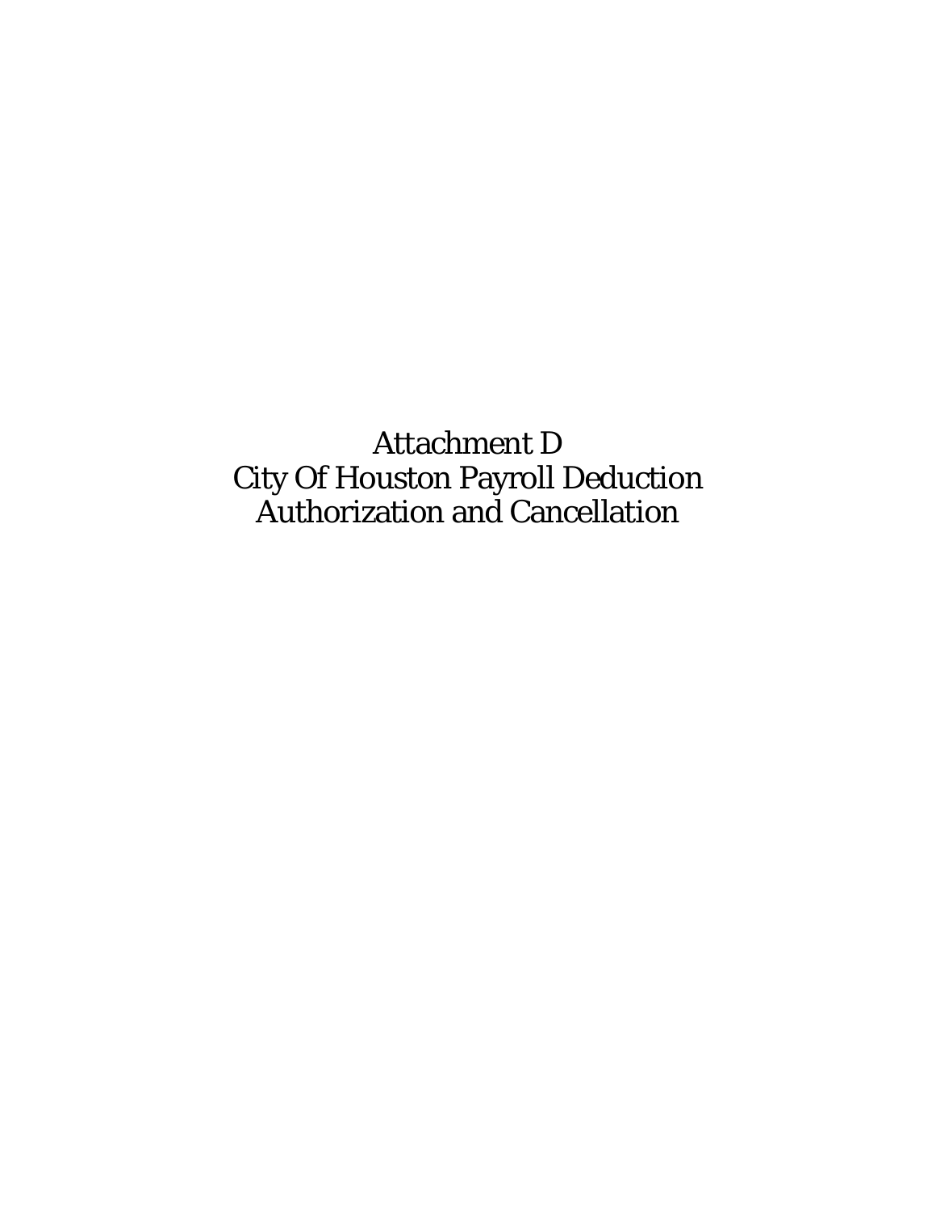# Attachment D
# City Of Houston Payroll Deduction Authorization and Cancellation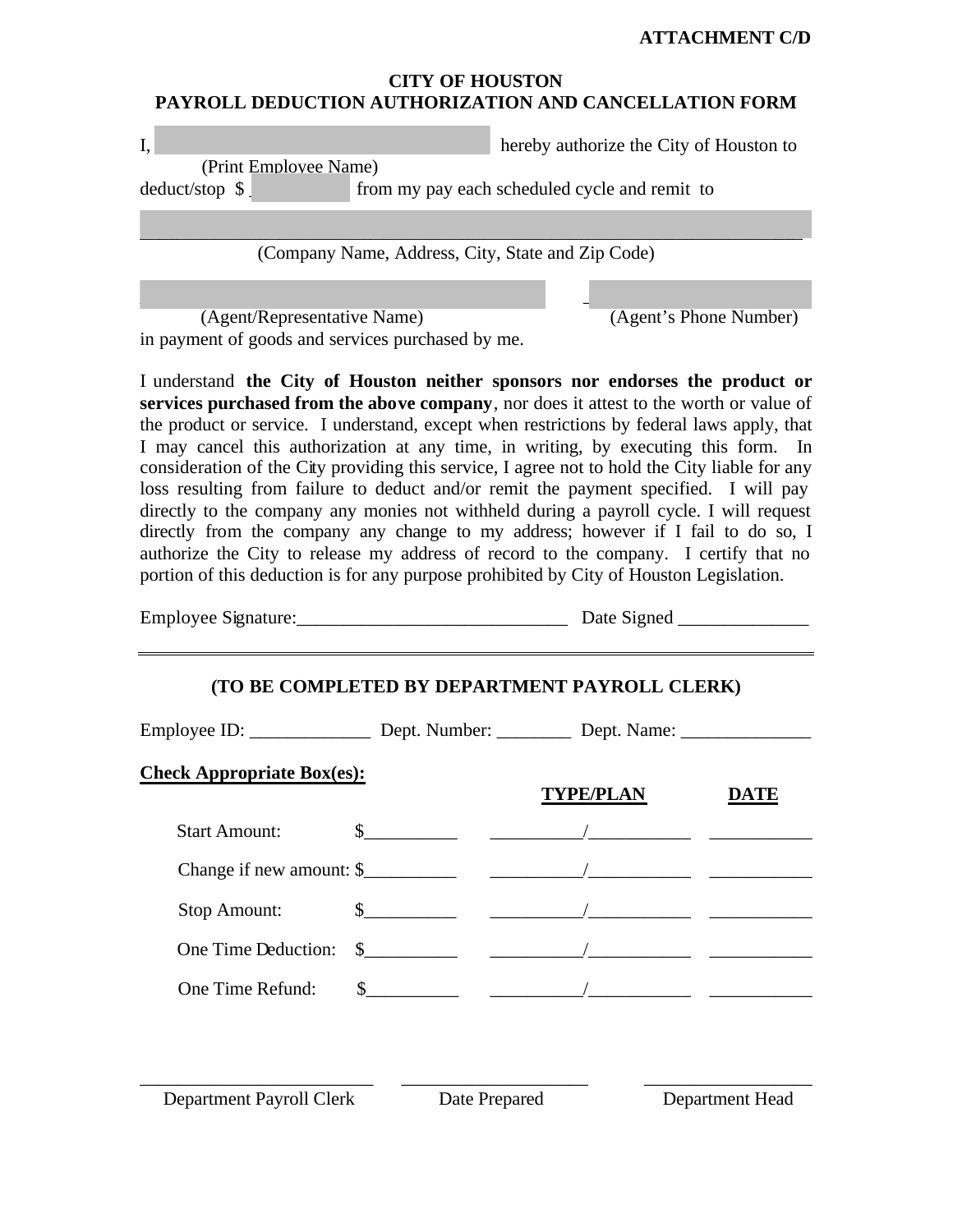**ATTACHMENT C/D**

**CITY OF HOUSTON**
**PAYROLL DEDUCTION AUTHORIZATION AND CANCELLATION FORM**

I, ______________________________ hereby authorize the City of Houston to
(Print Employee Name)
deduct/stop $ __________ from my pay each scheduled cycle and remit to

______________________________________________________________
(Company Name, Address, City, State and Zip Code)

______________________________ ______________________
(Agent/Representative Name) (Agent's Phone Number)
in payment of goods and services purchased by me.

I understand **the City of Houston neither sponsors nor endorses the product or services purchased from the above company**, nor does it attest to the worth or value of the product or service. I understand, except when restrictions by federal laws apply, that I may cancel this authorization at any time, in writing, by executing this form. In consideration of the City providing this service, I agree not to hold the City liable for any loss resulting from failure to deduct and/or remit the payment specified. I will pay directly to the company any monies not withheld during a payroll cycle. I will request directly from the company any change to my address; however if I fail to do so, I authorize the City to release my address of record to the company. I certify that no portion of this deduction is for any purpose prohibited by City of Houston Legislation.

Employee Signature:____________________________ Date Signed _____________

---

**(TO BE COMPLETED BY DEPARTMENT PAYROLL CLERK)**

Employee ID: ____________ Dept. Number: ________ Dept. Name: _____________

**Check Appropriate Box(es):**

| | | TYPE/PLAN | DATE |
|---|---|---|---|
| Start Amount: | $__________ | _________/__________ | __________ |
| Change if new amount: | $__________ | _________/__________ | __________ |
| Stop Amount: | $__________ | _________/__________ | __________ |
| One Time Deduction: | $__________ | _________/__________ | __________ |
| One Time Refund: | $__________ | _________/__________ | __________ |

________________________ ____________________ _________________
Department Payroll Clerk Date Prepared Department Head